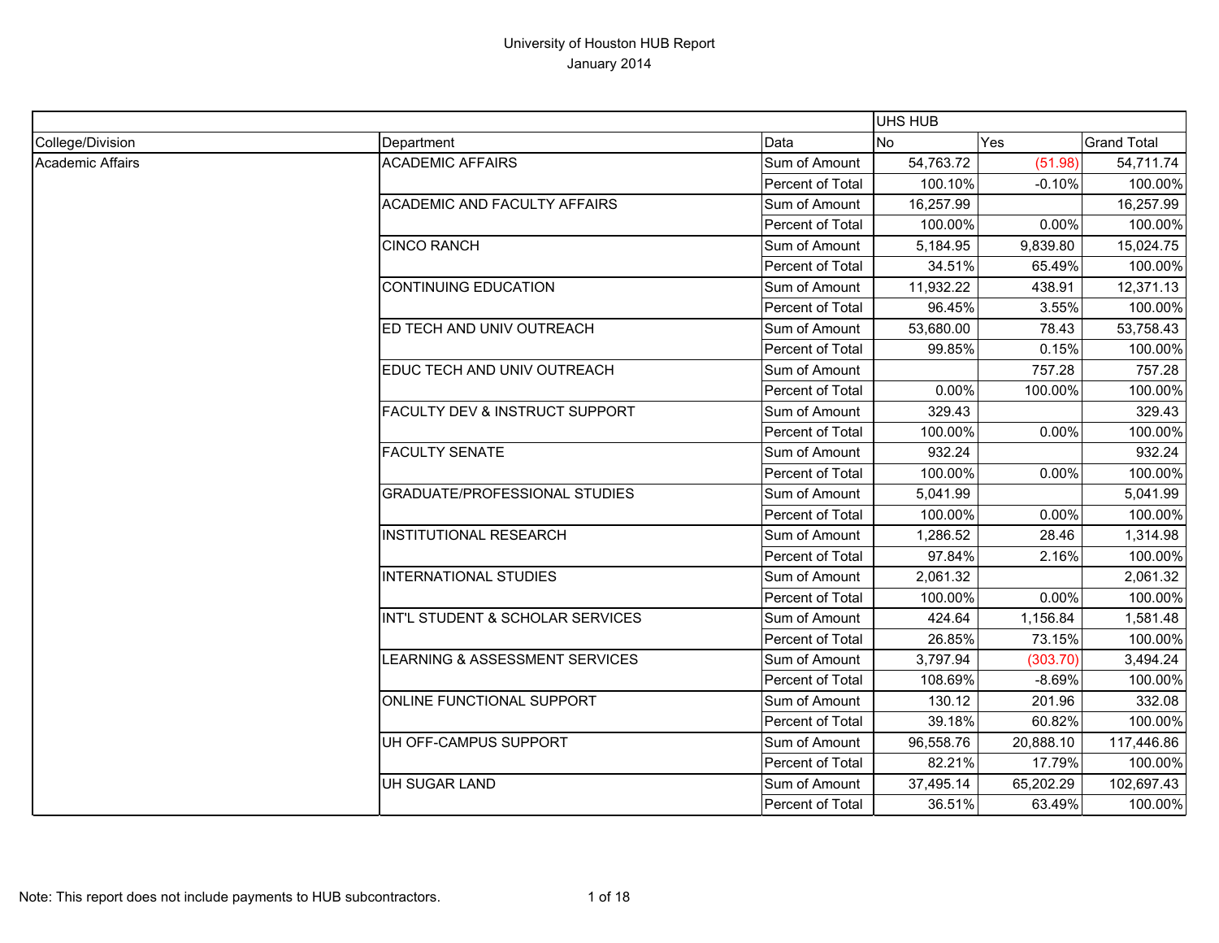University of Houston HUB Report

January 2014

| | | | UHS HUB | | |
|---|---|---|---|---|---|
| College/Division | Department | Data | No | Yes | Grand Total |
| Academic Affairs | ACADEMIC AFFAIRS | Sum of Amount | 54,763.72 | (51.98) | 54,711.74 |
| | | Percent of Total | 100.10% | -0.10% | 100.00% |
| | ACADEMIC AND FACULTY AFFAIRS | Sum of Amount | 16,257.99 | | 16,257.99 |
| | | Percent of Total | 100.00% | 0.00% | 100.00% |
| | CINCO RANCH | Sum of Amount | 5,184.95 | 9,839.80 | 15,024.75 |
| | | Percent of Total | 34.51% | 65.49% | 100.00% |
| | CONTINUING EDUCATION | Sum of Amount | 11,932.22 | 438.91 | 12,371.13 |
| | | Percent of Total | 96.45% | 3.55% | 100.00% |
| | ED TECH AND UNIV OUTREACH | Sum of Amount | 53,680.00 | 78.43 | 53,758.43 |
| | | Percent of Total | 99.85% | 0.15% | 100.00% |
| | EDUC TECH AND UNIV OUTREACH | Sum of Amount | | 757.28 | 757.28 |
| | | Percent of Total | 0.00% | 100.00% | 100.00% |
| | FACULTY DEV & INSTRUCT SUPPORT | Sum of Amount | 329.43 | | 329.43 |
| | | Percent of Total | 100.00% | 0.00% | 100.00% |
| | FACULTY SENATE | Sum of Amount | 932.24 | | 932.24 |
| | | Percent of Total | 100.00% | 0.00% | 100.00% |
| | GRADUATE/PROFESSIONAL STUDIES | Sum of Amount | 5,041.99 | | 5,041.99 |
| | | Percent of Total | 100.00% | 0.00% | 100.00% |
| | INSTITUTIONAL RESEARCH | Sum of Amount | 1,286.52 | 28.46 | 1,314.98 |
| | | Percent of Total | 97.84% | 2.16% | 100.00% |
| | INTERNATIONAL STUDIES | Sum of Amount | 2,061.32 | | 2,061.32 |
| | | Percent of Total | 100.00% | 0.00% | 100.00% |
| | INT'L STUDENT & SCHOLAR SERVICES | Sum of Amount | 424.64 | 1,156.84 | 1,581.48 |
| | | Percent of Total | 26.85% | 73.15% | 100.00% |
| | LEARNING & ASSESSMENT SERVICES | Sum of Amount | 3,797.94 | (303.70) | 3,494.24 |
| | | Percent of Total | 108.69% | -8.69% | 100.00% |
| | ONLINE FUNCTIONAL SUPPORT | Sum of Amount | 130.12 | 201.96 | 332.08 |
| | | Percent of Total | 39.18% | 60.82% | 100.00% |
| | UH OFF-CAMPUS SUPPORT | Sum of Amount | 96,558.76 | 20,888.10 | 117,446.86 |
| | | Percent of Total | 82.21% | 17.79% | 100.00% |
| | UH SUGAR LAND | Sum of Amount | 37,495.14 | 65,202.29 | 102,697.43 |
| | | Percent of Total | 36.51% | 63.49% | 100.00% |

Note: This report does not include payments to HUB subcontractors.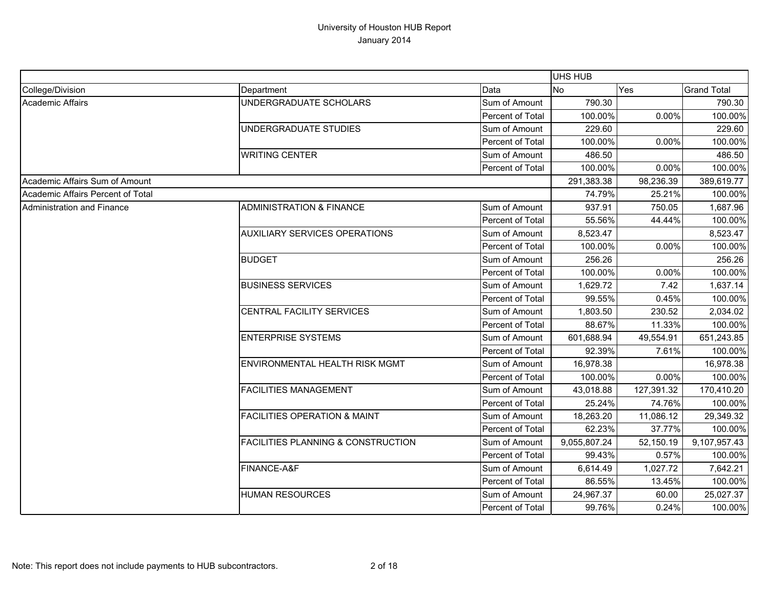University of Houston HUB Report
January 2014

| | | | UHS HUB | | |
|---|---|---|---|---|---|
| College/Division | Department | Data | No | Yes | Grand Total |
| Academic Affairs | UNDERGRADUATE SCHOLARS | Sum of Amount | 790.30 | | 790.30 |
| | | Percent of Total | 100.00% | 0.00% | 100.00% |
| | UNDERGRADUATE STUDIES | Sum of Amount | 229.60 | | 229.60 |
| | | Percent of Total | 100.00% | 0.00% | 100.00% |
| | WRITING CENTER | Sum of Amount | 486.50 | | 486.50 |
| | | Percent of Total | 100.00% | 0.00% | 100.00% |
| Academic Affairs Sum of Amount | | | 291,383.38 | 98,236.39 | 389,619.77 |
| Academic Affairs Percent of Total | | | 74.79% | 25.21% | 100.00% |
| Administration and Finance | ADMINISTRATION & FINANCE | Sum of Amount | 937.91 | 750.05 | 1,687.96 |
| | | Percent of Total | 55.56% | 44.44% | 100.00% |
| | AUXILIARY SERVICES OPERATIONS | Sum of Amount | 8,523.47 | | 8,523.47 |
| | | Percent of Total | 100.00% | 0.00% | 100.00% |
| | BUDGET | Sum of Amount | 256.26 | | 256.26 |
| | | Percent of Total | 100.00% | 0.00% | 100.00% |
| | BUSINESS SERVICES | Sum of Amount | 1,629.72 | 7.42 | 1,637.14 |
| | | Percent of Total | 99.55% | 0.45% | 100.00% |
| | CENTRAL FACILITY SERVICES | Sum of Amount | 1,803.50 | 230.52 | 2,034.02 |
| | | Percent of Total | 88.67% | 11.33% | 100.00% |
| | ENTERPRISE SYSTEMS | Sum of Amount | 601,688.94 | 49,554.91 | 651,243.85 |
| | | Percent of Total | 92.39% | 7.61% | 100.00% |
| | ENVIRONMENTAL HEALTH RISK MGMT | Sum of Amount | 16,978.38 | | 16,978.38 |
| | | Percent of Total | 100.00% | 0.00% | 100.00% |
| | FACILITIES MANAGEMENT | Sum of Amount | 43,018.88 | 127,391.32 | 170,410.20 |
| | | Percent of Total | 25.24% | 74.76% | 100.00% |
| | FACILITIES OPERATION & MAINT | Sum of Amount | 18,263.20 | 11,086.12 | 29,349.32 |
| | | Percent of Total | 62.23% | 37.77% | 100.00% |
| | FACILITIES PLANNING & CONSTRUCTION | Sum of Amount | 9,055,807.24 | 52,150.19 | 9,107,957.43 |
| | | Percent of Total | 99.43% | 0.57% | 100.00% |
| | FINANCE-A&F | Sum of Amount | 6,614.49 | 1,027.72 | 7,642.21 |
| | | Percent of Total | 86.55% | 13.45% | 100.00% |
| | HUMAN RESOURCES | Sum of Amount | 24,967.37 | 60.00 | 25,027.37 |
| | | Percent of Total | 99.76% | 0.24% | 100.00% |

Note: This report does not include payments to HUB subcontractors.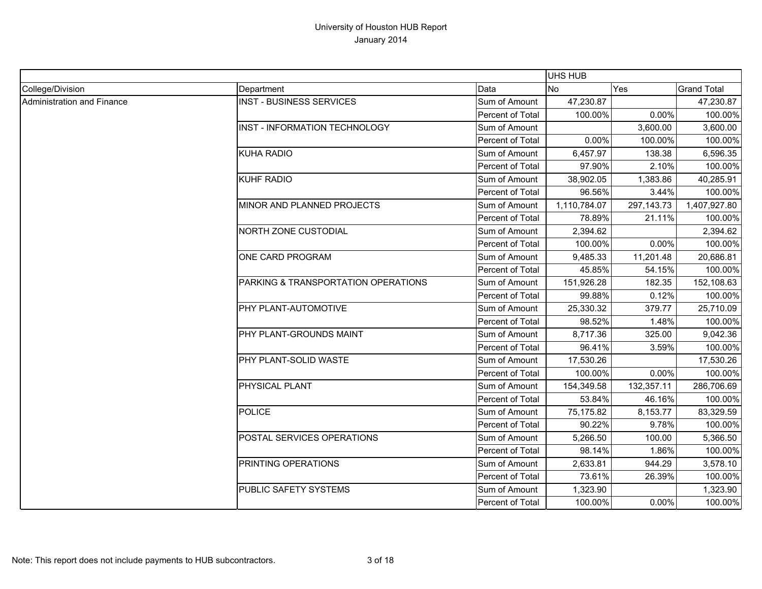# University of Houston HUB Report
## January 2014

| | | | UHS HUB | | |
|---|---|---|---|---|---|
| College/Division | Department | Data | No | Yes | Grand Total |
| Administration and Finance | INST - BUSINESS SERVICES | Sum of Amount | 47,230.87 | | 47,230.87 |
| | | Percent of Total | 100.00% | 0.00% | 100.00% |
| | INST - INFORMATION TECHNOLOGY | Sum of Amount | | 3,600.00 | 3,600.00 |
| | | Percent of Total | 0.00% | 100.00% | 100.00% |
| | KUHA RADIO | Sum of Amount | 6,457.97 | 138.38 | 6,596.35 |
| | | Percent of Total | 97.90% | 2.10% | 100.00% |
| | KUHF RADIO | Sum of Amount | 38,902.05 | 1,383.86 | 40,285.91 |
| | | Percent of Total | 96.56% | 3.44% | 100.00% |
| | MINOR AND PLANNED PROJECTS | Sum of Amount | 1,110,784.07 | 297,143.73 | 1,407,927.80 |
| | | Percent of Total | 78.89% | 21.11% | 100.00% |
| | NORTH ZONE CUSTODIAL | Sum of Amount | 2,394.62 | | 2,394.62 |
| | | Percent of Total | 100.00% | 0.00% | 100.00% |
| | ONE CARD PROGRAM | Sum of Amount | 9,485.33 | 11,201.48 | 20,686.81 |
| | | Percent of Total | 45.85% | 54.15% | 100.00% |
| | PARKING & TRANSPORTATION OPERATIONS | Sum of Amount | 151,926.28 | 182.35 | 152,108.63 |
| | | Percent of Total | 99.88% | 0.12% | 100.00% |
| | PHY PLANT-AUTOMOTIVE | Sum of Amount | 25,330.32 | 379.77 | 25,710.09 |
| | | Percent of Total | 98.52% | 1.48% | 100.00% |
| | PHY PLANT-GROUNDS MAINT | Sum of Amount | 8,717.36 | 325.00 | 9,042.36 |
| | | Percent of Total | 96.41% | 3.59% | 100.00% |
| | PHY PLANT-SOLID WASTE | Sum of Amount | 17,530.26 | | 17,530.26 |
| | | Percent of Total | 100.00% | 0.00% | 100.00% |
| | PHYSICAL PLANT | Sum of Amount | 154,349.58 | 132,357.11 | 286,706.69 |
| | | Percent of Total | 53.84% | 46.16% | 100.00% |
| | POLICE | Sum of Amount | 75,175.82 | 8,153.77 | 83,329.59 |
| | | Percent of Total | 90.22% | 9.78% | 100.00% |
| | POSTAL SERVICES OPERATIONS | Sum of Amount | 5,266.50 | 100.00 | 5,366.50 |
| | | Percent of Total | 98.14% | 1.86% | 100.00% |
| | PRINTING OPERATIONS | Sum of Amount | 2,633.81 | 944.29 | 3,578.10 |
| | | Percent of Total | 73.61% | 26.39% | 100.00% |
| | PUBLIC SAFETY SYSTEMS | Sum of Amount | 1,323.90 | | 1,323.90 |
| | | Percent of Total | 100.00% | 0.00% | 100.00% |

Note: This report does not include payments to HUB subcontractors.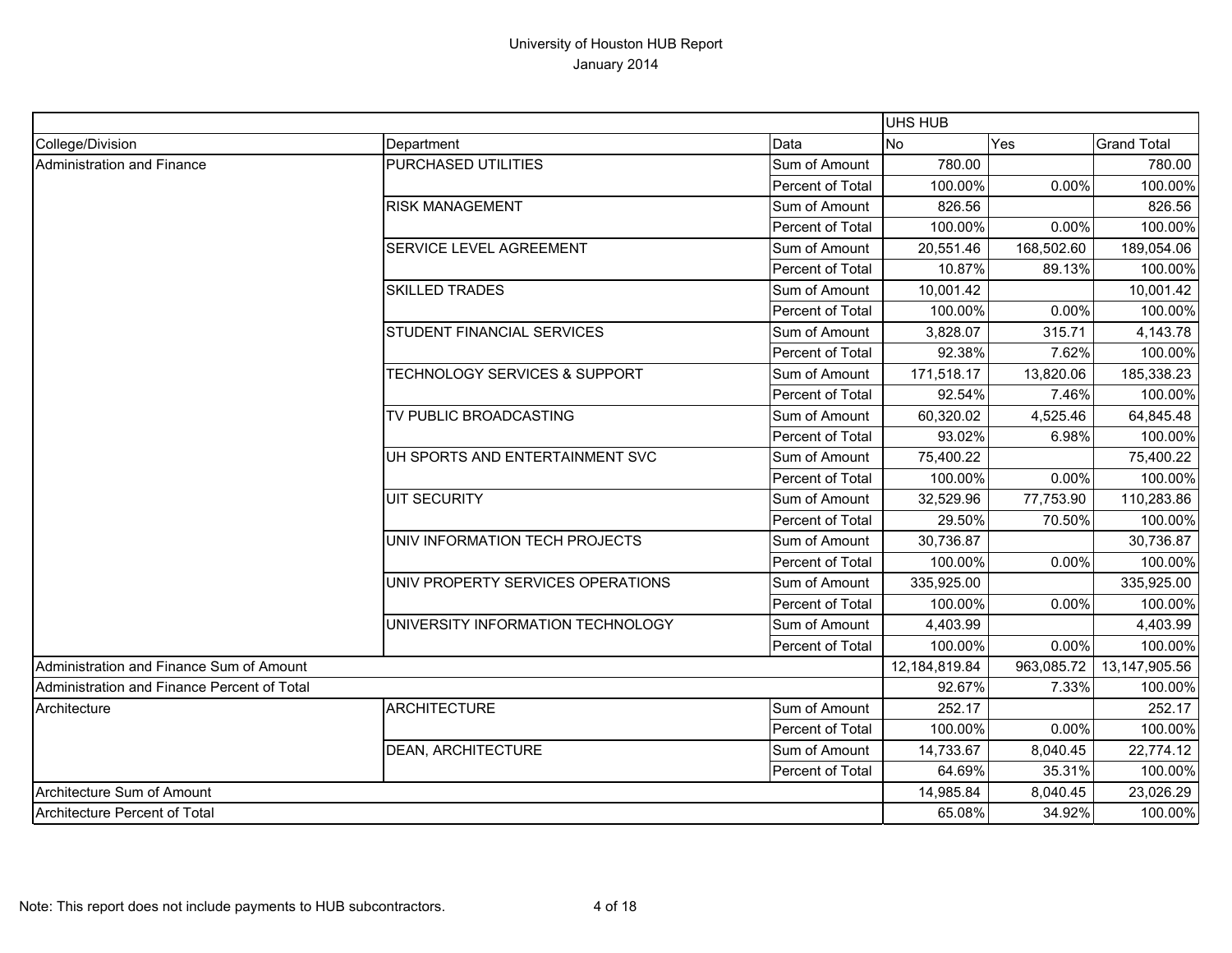# University of Houston HUB Report
January 2014

| | | | UHS HUB | | |
|---|---|---|---|---|---|
| College/Division | Department | Data | No | Yes | Grand Total |
| Administration and Finance | PURCHASED UTILITIES | Sum of Amount | 780.00 | | 780.00 |
| | | Percent of Total | 100.00% | 0.00% | 100.00% |
| | RISK MANAGEMENT | Sum of Amount | 826.56 | | 826.56 |
| | | Percent of Total | 100.00% | 0.00% | 100.00% |
| | SERVICE LEVEL AGREEMENT | Sum of Amount | 20,551.46 | 168,502.60 | 189,054.06 |
| | | Percent of Total | 10.87% | 89.13% | 100.00% |
| | SKILLED TRADES | Sum of Amount | 10,001.42 | | 10,001.42 |
| | | Percent of Total | 100.00% | 0.00% | 100.00% |
| | STUDENT FINANCIAL SERVICES | Sum of Amount | 3,828.07 | 315.71 | 4,143.78 |
| | | Percent of Total | 92.38% | 7.62% | 100.00% |
| | TECHNOLOGY SERVICES & SUPPORT | Sum of Amount | 171,518.17 | 13,820.06 | 185,338.23 |
| | | Percent of Total | 92.54% | 7.46% | 100.00% |
| | TV PUBLIC BROADCASTING | Sum of Amount | 60,320.02 | 4,525.46 | 64,845.48 |
| | | Percent of Total | 93.02% | 6.98% | 100.00% |
| | UH SPORTS AND ENTERTAINMENT SVC | Sum of Amount | 75,400.22 | | 75,400.22 |
| | | Percent of Total | 100.00% | 0.00% | 100.00% |
| | UIT SECURITY | Sum of Amount | 32,529.96 | 77,753.90 | 110,283.86 |
| | | Percent of Total | 29.50% | 70.50% | 100.00% |
| | UNIV INFORMATION TECH PROJECTS | Sum of Amount | 30,736.87 | | 30,736.87 |
| | | Percent of Total | 100.00% | 0.00% | 100.00% |
| | UNIV PROPERTY SERVICES OPERATIONS | Sum of Amount | 335,925.00 | | 335,925.00 |
| | | Percent of Total | 100.00% | 0.00% | 100.00% |
| | UNIVERSITY INFORMATION TECHNOLOGY | Sum of Amount | 4,403.99 | | 4,403.99 |
| | | Percent of Total | 100.00% | 0.00% | 100.00% |
| Administration and Finance Sum of Amount | | | 12,184,819.84 | 963,085.72 | 13,147,905.56 |
| Administration and Finance Percent of Total | | | 92.67% | 7.33% | 100.00% |
| Architecture | ARCHITECTURE | Sum of Amount | 252.17 | | 252.17 |
| | | Percent of Total | 100.00% | 0.00% | 100.00% |
| | DEAN, ARCHITECTURE | Sum of Amount | 14,733.67 | 8,040.45 | 22,774.12 |
| | | Percent of Total | 64.69% | 35.31% | 100.00% |
| Architecture Sum of Amount | | | 14,985.84 | 8,040.45 | 23,026.29 |
| Architecture Percent of Total | | | 65.08% | 34.92% | 100.00% |

Note: This report does not include payments to HUB subcontractors.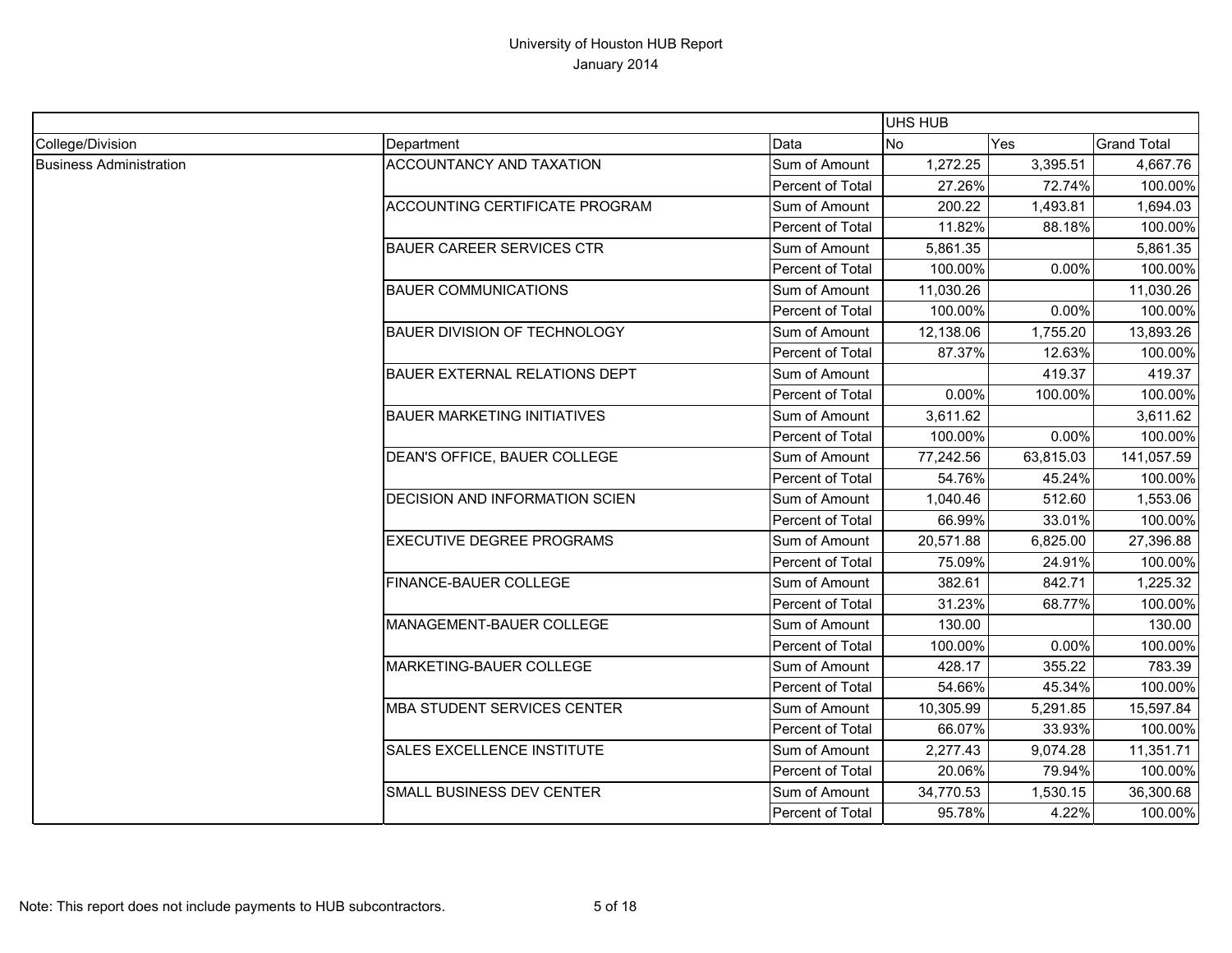# University of Houston HUB Report

January 2014

| | | | UHS HUB | | |
|---|---|---|---|---|---|
| College/Division | Department | Data | No | Yes | Grand Total |
| Business Administration | ACCOUNTANCY AND TAXATION | Sum of Amount | 1,272.25 | 3,395.51 | 4,667.76 |
| | | Percent of Total | 27.26% | 72.74% | 100.00% |
| | ACCOUNTING CERTIFICATE PROGRAM | Sum of Amount | 200.22 | 1,493.81 | 1,694.03 |
| | | Percent of Total | 11.82% | 88.18% | 100.00% |
| | BAUER CAREER SERVICES CTR | Sum of Amount | 5,861.35 | | 5,861.35 |
| | | Percent of Total | 100.00% | 0.00% | 100.00% |
| | BAUER COMMUNICATIONS | Sum of Amount | 11,030.26 | | 11,030.26 |
| | | Percent of Total | 100.00% | 0.00% | 100.00% |
| | BAUER DIVISION OF TECHNOLOGY | Sum of Amount | 12,138.06 | 1,755.20 | 13,893.26 |
| | | Percent of Total | 87.37% | 12.63% | 100.00% |
| | BAUER EXTERNAL RELATIONS DEPT | Sum of Amount | | 419.37 | 419.37 |
| | | Percent of Total | 0.00% | 100.00% | 100.00% |
| | BAUER MARKETING INITIATIVES | Sum of Amount | 3,611.62 | | 3,611.62 |
| | | Percent of Total | 100.00% | 0.00% | 100.00% |
| | DEAN'S OFFICE, BAUER COLLEGE | Sum of Amount | 77,242.56 | 63,815.03 | 141,057.59 |
| | | Percent of Total | 54.76% | 45.24% | 100.00% |
| | DECISION AND INFORMATION SCIEN | Sum of Amount | 1,040.46 | 512.60 | 1,553.06 |
| | | Percent of Total | 66.99% | 33.01% | 100.00% |
| | EXECUTIVE DEGREE PROGRAMS | Sum of Amount | 20,571.88 | 6,825.00 | 27,396.88 |
| | | Percent of Total | 75.09% | 24.91% | 100.00% |
| | FINANCE-BAUER COLLEGE | Sum of Amount | 382.61 | 842.71 | 1,225.32 |
| | | Percent of Total | 31.23% | 68.77% | 100.00% |
| | MANAGEMENT-BAUER COLLEGE | Sum of Amount | 130.00 | | 130.00 |
| | | Percent of Total | 100.00% | 0.00% | 100.00% |
| | MARKETING-BAUER COLLEGE | Sum of Amount | 428.17 | 355.22 | 783.39 |
| | | Percent of Total | 54.66% | 45.34% | 100.00% |
| | MBA STUDENT SERVICES CENTER | Sum of Amount | 10,305.99 | 5,291.85 | 15,597.84 |
| | | Percent of Total | 66.07% | 33.93% | 100.00% |
| | SALES EXCELLENCE INSTITUTE | Sum of Amount | 2,277.43 | 9,074.28 | 11,351.71 |
| | | Percent of Total | 20.06% | 79.94% | 100.00% |
| | SMALL BUSINESS DEV CENTER | Sum of Amount | 34,770.53 | 1,530.15 | 36,300.68 |
| | | Percent of Total | 95.78% | 4.22% | 100.00% |

Note: This report does not include payments to HUB subcontractors.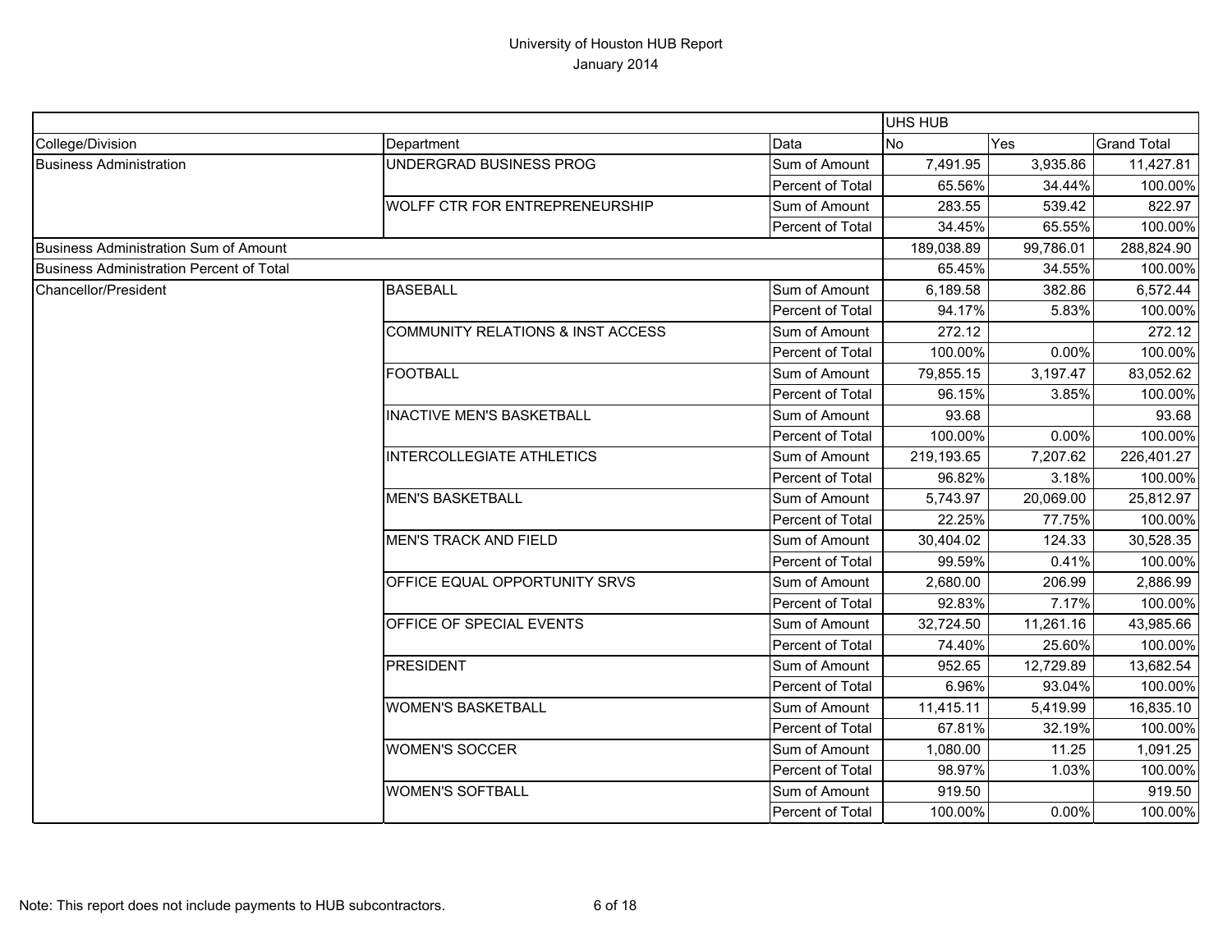# University of Houston HUB Report
January 2014

| | | | UHS HUB | | |
|---|---|---|---|---|---|
| College/Division | Department | Data | No | Yes | Grand Total |
| Business Administration | UNDERGRAD BUSINESS PROG | Sum of Amount | 7,491.95 | 3,935.86 | 11,427.81 |
| | | Percent of Total | 65.56% | 34.44% | 100.00% |
| | WOLFF CTR FOR ENTREPRENEURSHIP | Sum of Amount | 283.55 | 539.42 | 822.97 |
| | | Percent of Total | 34.45% | 65.55% | 100.00% |
| Business Administration Sum of Amount | | | 189,038.89 | 99,786.01 | 288,824.90 |
| Business Administration Percent of Total | | | 65.45% | 34.55% | 100.00% |
| Chancellor/President | BASEBALL | Sum of Amount | 6,189.58 | 382.86 | 6,572.44 |
| | | Percent of Total | 94.17% | 5.83% | 100.00% |
| | COMMUNITY RELATIONS & INST ACCESS | Sum of Amount | 272.12 | | 272.12 |
| | | Percent of Total | 100.00% | 0.00% | 100.00% |
| | FOOTBALL | Sum of Amount | 79,855.15 | 3,197.47 | 83,052.62 |
| | | Percent of Total | 96.15% | 3.85% | 100.00% |
| | INACTIVE MEN'S BASKETBALL | Sum of Amount | 93.68 | | 93.68 |
| | | Percent of Total | 100.00% | 0.00% | 100.00% |
| | INTERCOLLEGIATE ATHLETICS | Sum of Amount | 219,193.65 | 7,207.62 | 226,401.27 |
| | | Percent of Total | 96.82% | 3.18% | 100.00% |
| | MEN'S BASKETBALL | Sum of Amount | 5,743.97 | 20,069.00 | 25,812.97 |
| | | Percent of Total | 22.25% | 77.75% | 100.00% |
| | MEN'S TRACK AND FIELD | Sum of Amount | 30,404.02 | 124.33 | 30,528.35 |
| | | Percent of Total | 99.59% | 0.41% | 100.00% |
| | OFFICE EQUAL OPPORTUNITY SRVS | Sum of Amount | 2,680.00 | 206.99 | 2,886.99 |
| | | Percent of Total | 92.83% | 7.17% | 100.00% |
| | OFFICE OF SPECIAL EVENTS | Sum of Amount | 32,724.50 | 11,261.16 | 43,985.66 |
| | | Percent of Total | 74.40% | 25.60% | 100.00% |
| | PRESIDENT | Sum of Amount | 952.65 | 12,729.89 | 13,682.54 |
| | | Percent of Total | 6.96% | 93.04% | 100.00% |
| | WOMEN'S BASKETBALL | Sum of Amount | 11,415.11 | 5,419.99 | 16,835.10 |
| | | Percent of Total | 67.81% | 32.19% | 100.00% |
| | WOMEN'S SOCCER | Sum of Amount | 1,080.00 | 11.25 | 1,091.25 |
| | | Percent of Total | 98.97% | 1.03% | 100.00% |
| | WOMEN'S SOFTBALL | Sum of Amount | 919.50 | | 919.50 |
| | | Percent of Total | 100.00% | 0.00% | 100.00% |

Note: This report does not include payments to HUB subcontractors.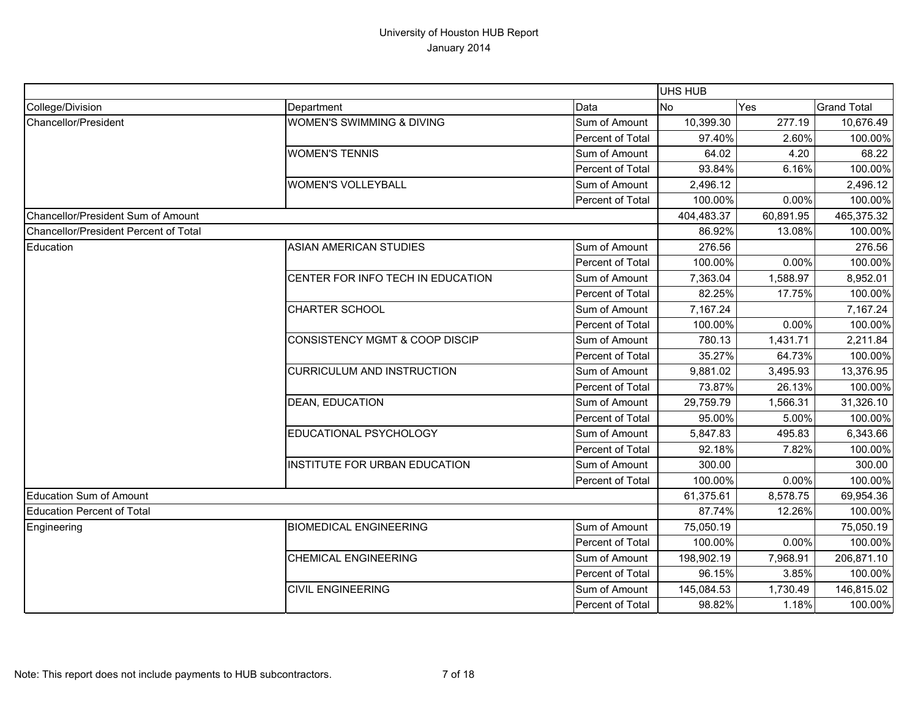# University of Houston HUB Report

January 2014

| | | | UHS HUB | | |
|---|---|---|---|---|---|
| College/Division | Department | Data | No | Yes | Grand Total |
| Chancellor/President | WOMEN'S SWIMMING & DIVING | Sum of Amount | 10,399.30 | 277.19 | 10,676.49 |
| | | Percent of Total | 97.40% | 2.60% | 100.00% |
| | WOMEN'S TENNIS | Sum of Amount | 64.02 | 4.20 | 68.22 |
| | | Percent of Total | 93.84% | 6.16% | 100.00% |
| | WOMEN'S VOLLEYBALL | Sum of Amount | 2,496.12 | | 2,496.12 |
| | | Percent of Total | 100.00% | 0.00% | 100.00% |
| Chancellor/President Sum of Amount | | | 404,483.37 | 60,891.95 | 465,375.32 |
| Chancellor/President Percent of Total | | | 86.92% | 13.08% | 100.00% |
| Education | ASIAN AMERICAN STUDIES | Sum of Amount | 276.56 | | 276.56 |
| | | Percent of Total | 100.00% | 0.00% | 100.00% |
| | CENTER FOR INFO TECH IN EDUCATION | Sum of Amount | 7,363.04 | 1,588.97 | 8,952.01 |
| | | Percent of Total | 82.25% | 17.75% | 100.00% |
| | CHARTER SCHOOL | Sum of Amount | 7,167.24 | | 7,167.24 |
| | | Percent of Total | 100.00% | 0.00% | 100.00% |
| | CONSISTENCY MGMT & COOP DISCIP | Sum of Amount | 780.13 | 1,431.71 | 2,211.84 |
| | | Percent of Total | 35.27% | 64.73% | 100.00% |
| | CURRICULUM AND INSTRUCTION | Sum of Amount | 9,881.02 | 3,495.93 | 13,376.95 |
| | | Percent of Total | 73.87% | 26.13% | 100.00% |
| | DEAN, EDUCATION | Sum of Amount | 29,759.79 | 1,566.31 | 31,326.10 |
| | | Percent of Total | 95.00% | 5.00% | 100.00% |
| | EDUCATIONAL PSYCHOLOGY | Sum of Amount | 5,847.83 | 495.83 | 6,343.66 |
| | | Percent of Total | 92.18% | 7.82% | 100.00% |
| | INSTITUTE FOR URBAN EDUCATION | Sum of Amount | 300.00 | | 300.00 |
| | | Percent of Total | 100.00% | 0.00% | 100.00% |
| Education Sum of Amount | | | 61,375.61 | 8,578.75 | 69,954.36 |
| Education Percent of Total | | | 87.74% | 12.26% | 100.00% |
| Engineering | BIOMEDICAL ENGINEERING | Sum of Amount | 75,050.19 | | 75,050.19 |
| | | Percent of Total | 100.00% | 0.00% | 100.00% |
| | CHEMICAL ENGINEERING | Sum of Amount | 198,902.19 | 7,968.91 | 206,871.10 |
| | | Percent of Total | 96.15% | 3.85% | 100.00% |
| | CIVIL ENGINEERING | Sum of Amount | 145,084.53 | 1,730.49 | 146,815.02 |
| | | Percent of Total | 98.82% | 1.18% | 100.00% |

Note: This report does not include payments to HUB subcontractors.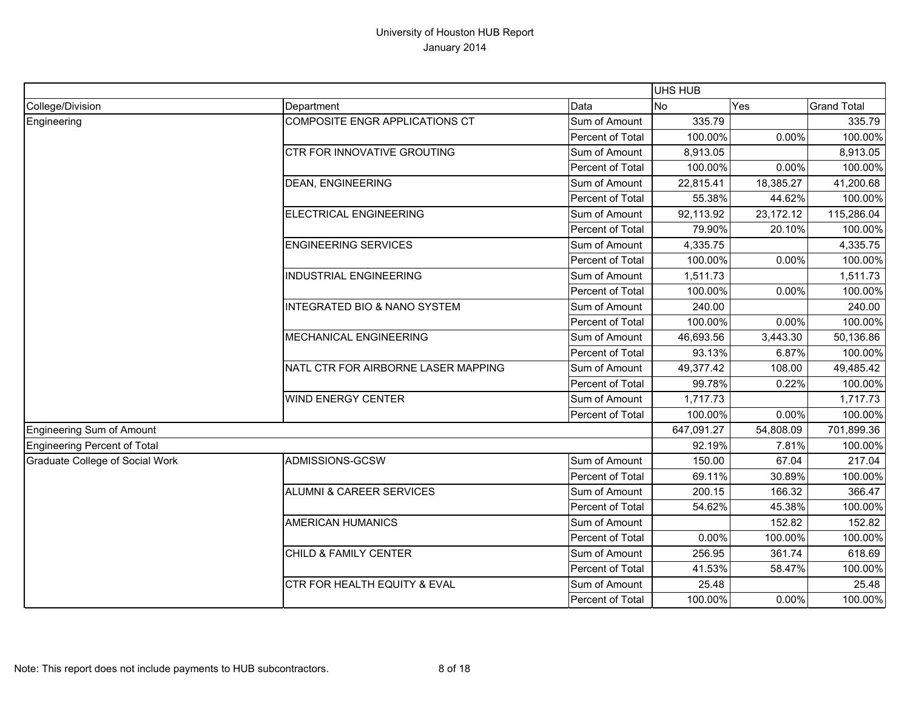# University of Houston HUB Report

January 2014

| | | | UHS HUB | | |
|---|---|---|---|---|---|
| College/Division | Department | Data | No | Yes | Grand Total |
| Engineering | COMPOSITE ENGR APPLICATIONS CT | Sum of Amount | 335.79 | | 335.79 |
| | | Percent of Total | 100.00% | 0.00% | 100.00% |
| | CTR FOR INNOVATIVE GROUTING | Sum of Amount | 8,913.05 | | 8,913.05 |
| | | Percent of Total | 100.00% | 0.00% | 100.00% |
| | DEAN, ENGINEERING | Sum of Amount | 22,815.41 | 18,385.27 | 41,200.68 |
| | | Percent of Total | 55.38% | 44.62% | 100.00% |
| | ELECTRICAL ENGINEERING | Sum of Amount | 92,113.92 | 23,172.12 | 115,286.04 |
| | | Percent of Total | 79.90% | 20.10% | 100.00% |
| | ENGINEERING SERVICES | Sum of Amount | 4,335.75 | | 4,335.75 |
| | | Percent of Total | 100.00% | 0.00% | 100.00% |
| | INDUSTRIAL ENGINEERING | Sum of Amount | 1,511.73 | | 1,511.73 |
| | | Percent of Total | 100.00% | 0.00% | 100.00% |
| | INTEGRATED BIO & NANO SYSTEM | Sum of Amount | 240.00 | | 240.00 |
| | | Percent of Total | 100.00% | 0.00% | 100.00% |
| | MECHANICAL ENGINEERING | Sum of Amount | 46,693.56 | 3,443.30 | 50,136.86 |
| | | Percent of Total | 93.13% | 6.87% | 100.00% |
| | NATL CTR FOR AIRBORNE LASER MAPPING | Sum of Amount | 49,377.42 | 108.00 | 49,485.42 |
| | | Percent of Total | 99.78% | 0.22% | 100.00% |
| | WIND ENERGY CENTER | Sum of Amount | 1,717.73 | | 1,717.73 |
| | | Percent of Total | 100.00% | 0.00% | 100.00% |
| Engineering Sum of Amount | | | 647,091.27 | 54,808.09 | 701,899.36 |
| Engineering Percent of Total | | | 92.19% | 7.81% | 100.00% |
| Graduate College of Social Work | ADMISSIONS-GCSW | Sum of Amount | 150.00 | 67.04 | 217.04 |
| | | Percent of Total | 69.11% | 30.89% | 100.00% |
| | ALUMNI & CAREER SERVICES | Sum of Amount | 200.15 | 166.32 | 366.47 |
| | | Percent of Total | 54.62% | 45.38% | 100.00% |
| | AMERICAN HUMANICS | Sum of Amount | | 152.82 | 152.82 |
| | | Percent of Total | 0.00% | 100.00% | 100.00% |
| | CHILD & FAMILY CENTER | Sum of Amount | 256.95 | 361.74 | 618.69 |
| | | Percent of Total | 41.53% | 58.47% | 100.00% |
| | CTR FOR HEALTH EQUITY & EVAL | Sum of Amount | 25.48 | | 25.48 |
| | | Percent of Total | 100.00% | 0.00% | 100.00% |

Note: This report does not include payments to HUB subcontractors.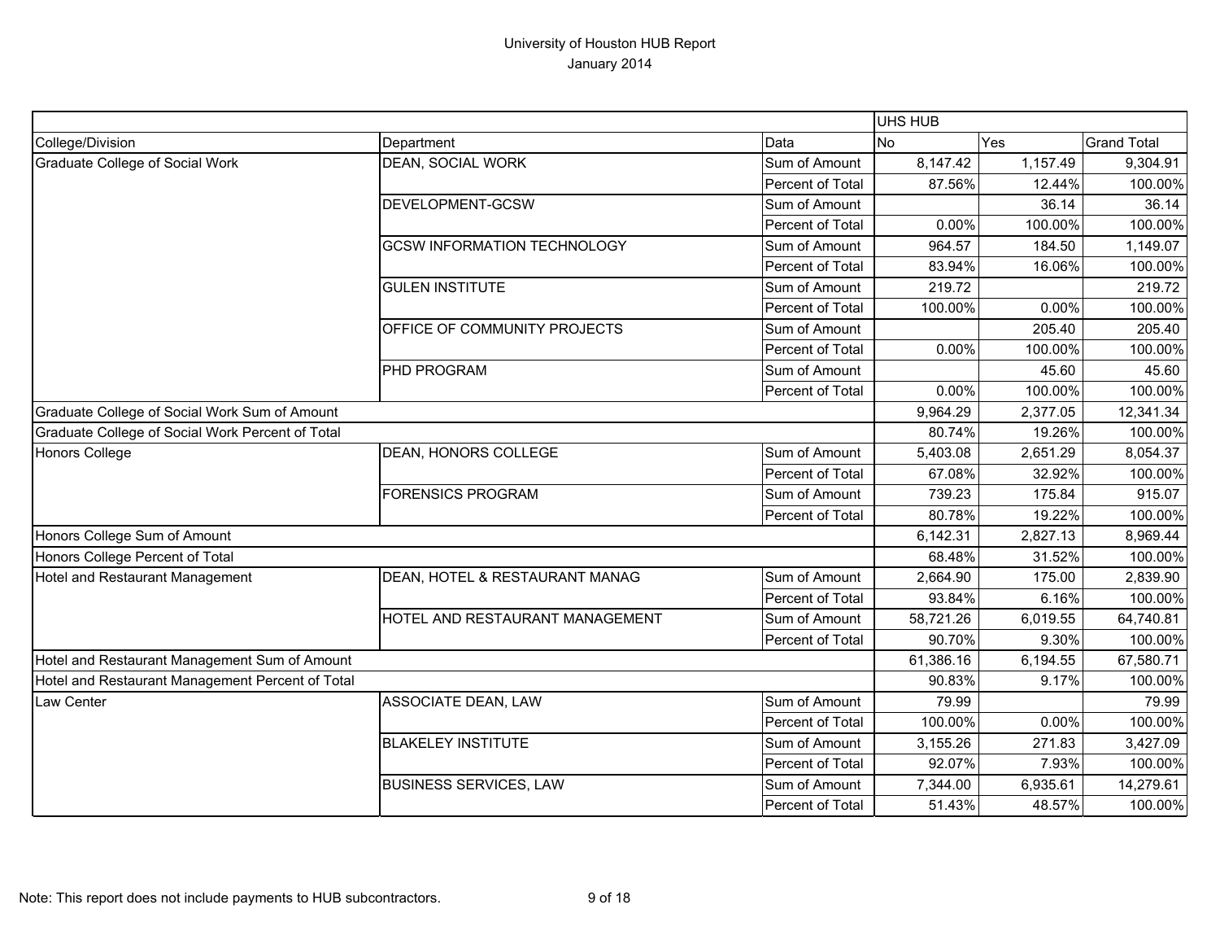# University of Houston HUB Report

January 2014

| | | | UHS HUB | | |
|---|---|---|---|---|---|
| College/Division | Department | Data | No | Yes | Grand Total |
| Graduate College of Social Work | DEAN, SOCIAL WORK | Sum of Amount | 8,147.42 | 1,157.49 | 9,304.91 |
| | | Percent of Total | 87.56% | 12.44% | 100.00% |
| | DEVELOPMENT-GCSW | Sum of Amount | | 36.14 | 36.14 |
| | | Percent of Total | 0.00% | 100.00% | 100.00% |
| | GCSW INFORMATION TECHNOLOGY | Sum of Amount | 964.57 | 184.50 | 1,149.07 |
| | | Percent of Total | 83.94% | 16.06% | 100.00% |
| | GULEN INSTITUTE | Sum of Amount | 219.72 | | 219.72 |
| | | Percent of Total | 100.00% | 0.00% | 100.00% |
| | OFFICE OF COMMUNITY PROJECTS | Sum of Amount | | 205.40 | 205.40 |
| | | Percent of Total | 0.00% | 100.00% | 100.00% |
| | PHD PROGRAM | Sum of Amount | | 45.60 | 45.60 |
| | | Percent of Total | 0.00% | 100.00% | 100.00% |
| Graduate College of Social Work Sum of Amount | | | 9,964.29 | 2,377.05 | 12,341.34 |
| Graduate College of Social Work Percent of Total | | | 80.74% | 19.26% | 100.00% |
| Honors College | DEAN, HONORS COLLEGE | Sum of Amount | 5,403.08 | 2,651.29 | 8,054.37 |
| | | Percent of Total | 67.08% | 32.92% | 100.00% |
| | FORENSICS PROGRAM | Sum of Amount | 739.23 | 175.84 | 915.07 |
| | | Percent of Total | 80.78% | 19.22% | 100.00% |
| Honors College Sum of Amount | | | 6,142.31 | 2,827.13 | 8,969.44 |
| Honors College Percent of Total | | | 68.48% | 31.52% | 100.00% |
| Hotel and Restaurant Management | DEAN, HOTEL & RESTAURANT MANAG | Sum of Amount | 2,664.90 | 175.00 | 2,839.90 |
| | | Percent of Total | 93.84% | 6.16% | 100.00% |
| | HOTEL AND RESTAURANT MANAGEMENT | Sum of Amount | 58,721.26 | 6,019.55 | 64,740.81 |
| | | Percent of Total | 90.70% | 9.30% | 100.00% |
| Hotel and Restaurant Management Sum of Amount | | | 61,386.16 | 6,194.55 | 67,580.71 |
| Hotel and Restaurant Management Percent of Total | | | 90.83% | 9.17% | 100.00% |
| Law Center | ASSOCIATE DEAN, LAW | Sum of Amount | 79.99 | | 79.99 |
| | | Percent of Total | 100.00% | 0.00% | 100.00% |
| | BLAKELEY INSTITUTE | Sum of Amount | 3,155.26 | 271.83 | 3,427.09 |
| | | Percent of Total | 92.07% | 7.93% | 100.00% |
| | BUSINESS SERVICES, LAW | Sum of Amount | 7,344.00 | 6,935.61 | 14,279.61 |
| | | Percent of Total | 51.43% | 48.57% | 100.00% |

Note: This report does not include payments to HUB subcontractors.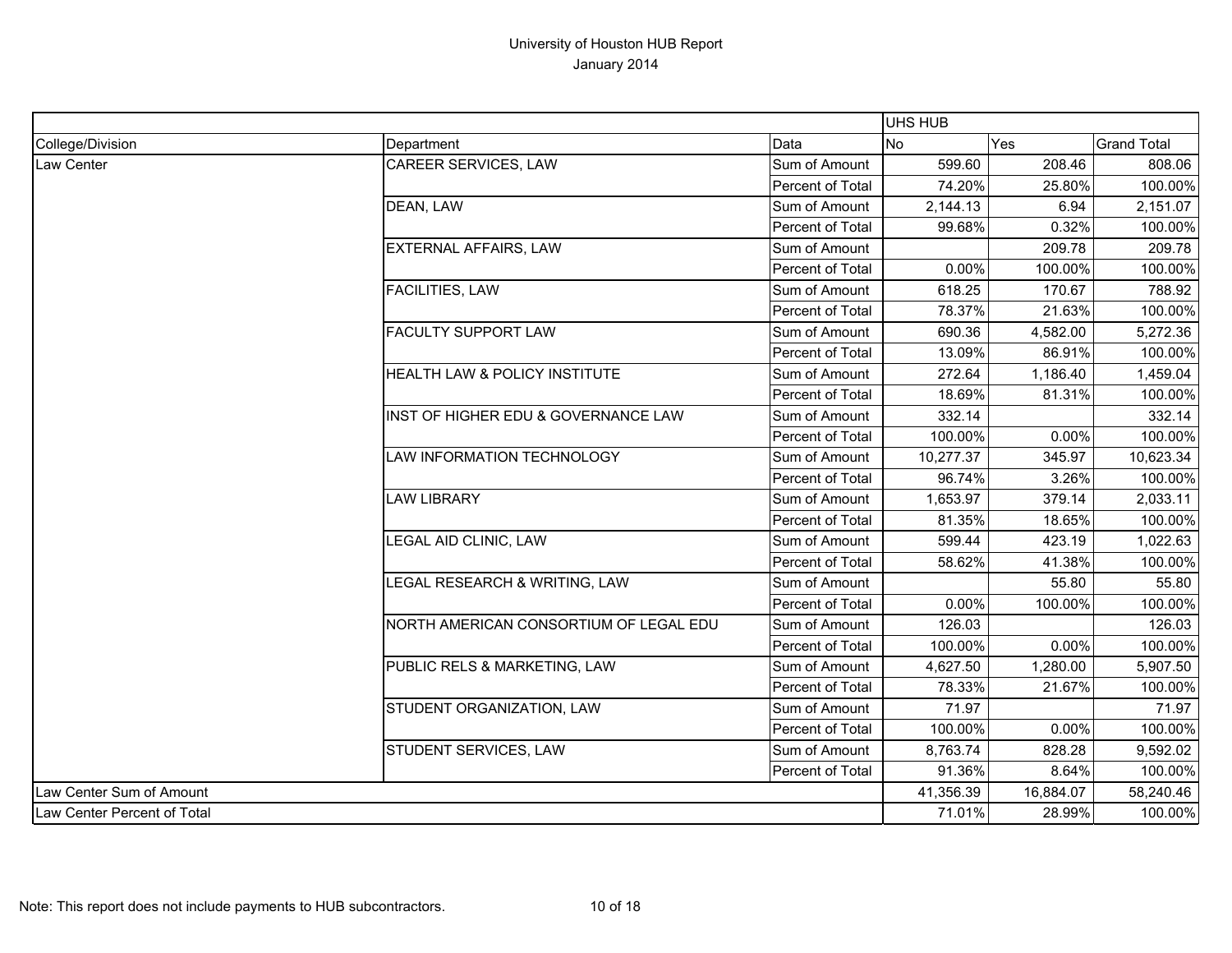# University of Houston HUB Report

January 2014

| | | | UHS HUB | | |
|---|---|---|---|---|---|
| College/Division | Department | Data | No | Yes | Grand Total |
| Law Center | CAREER SERVICES, LAW | Sum of Amount | 599.60 | 208.46 | 808.06 |
| | | Percent of Total | 74.20% | 25.80% | 100.00% |
| | DEAN, LAW | Sum of Amount | 2,144.13 | 6.94 | 2,151.07 |
| | | Percent of Total | 99.68% | 0.32% | 100.00% |
| | EXTERNAL AFFAIRS, LAW | Sum of Amount | | 209.78 | 209.78 |
| | | Percent of Total | 0.00% | 100.00% | 100.00% |
| | FACILITIES, LAW | Sum of Amount | 618.25 | 170.67 | 788.92 |
| | | Percent of Total | 78.37% | 21.63% | 100.00% |
| | FACULTY SUPPORT LAW | Sum of Amount | 690.36 | 4,582.00 | 5,272.36 |
| | | Percent of Total | 13.09% | 86.91% | 100.00% |
| | HEALTH LAW & POLICY INSTITUTE | Sum of Amount | 272.64 | 1,186.40 | 1,459.04 |
| | | Percent of Total | 18.69% | 81.31% | 100.00% |
| | INST OF HIGHER EDU & GOVERNANCE LAW | Sum of Amount | 332.14 | | 332.14 |
| | | Percent of Total | 100.00% | 0.00% | 100.00% |
| | LAW INFORMATION TECHNOLOGY | Sum of Amount | 10,277.37 | 345.97 | 10,623.34 |
| | | Percent of Total | 96.74% | 3.26% | 100.00% |
| | LAW LIBRARY | Sum of Amount | 1,653.97 | 379.14 | 2,033.11 |
| | | Percent of Total | 81.35% | 18.65% | 100.00% |
| | LEGAL AID CLINIC, LAW | Sum of Amount | 599.44 | 423.19 | 1,022.63 |
| | | Percent of Total | 58.62% | 41.38% | 100.00% |
| | LEGAL RESEARCH & WRITING, LAW | Sum of Amount | | 55.80 | 55.80 |
| | | Percent of Total | 0.00% | 100.00% | 100.00% |
| | NORTH AMERICAN CONSORTIUM OF LEGAL EDU | Sum of Amount | 126.03 | | 126.03 |
| | | Percent of Total | 100.00% | 0.00% | 100.00% |
| | PUBLIC RELS & MARKETING, LAW | Sum of Amount | 4,627.50 | 1,280.00 | 5,907.50 |
| | | Percent of Total | 78.33% | 21.67% | 100.00% |
| | STUDENT ORGANIZATION, LAW | Sum of Amount | 71.97 | | 71.97 |
| | | Percent of Total | 100.00% | 0.00% | 100.00% |
| | STUDENT SERVICES, LAW | Sum of Amount | 8,763.74 | 828.28 | 9,592.02 |
| | | Percent of Total | 91.36% | 8.64% | 100.00% |
| Law Center Sum of Amount | | | 41,356.39 | 16,884.07 | 58,240.46 |
| Law Center Percent of Total | | | 71.01% | 28.99% | 100.00% |

Note: This report does not include payments to HUB subcontractors.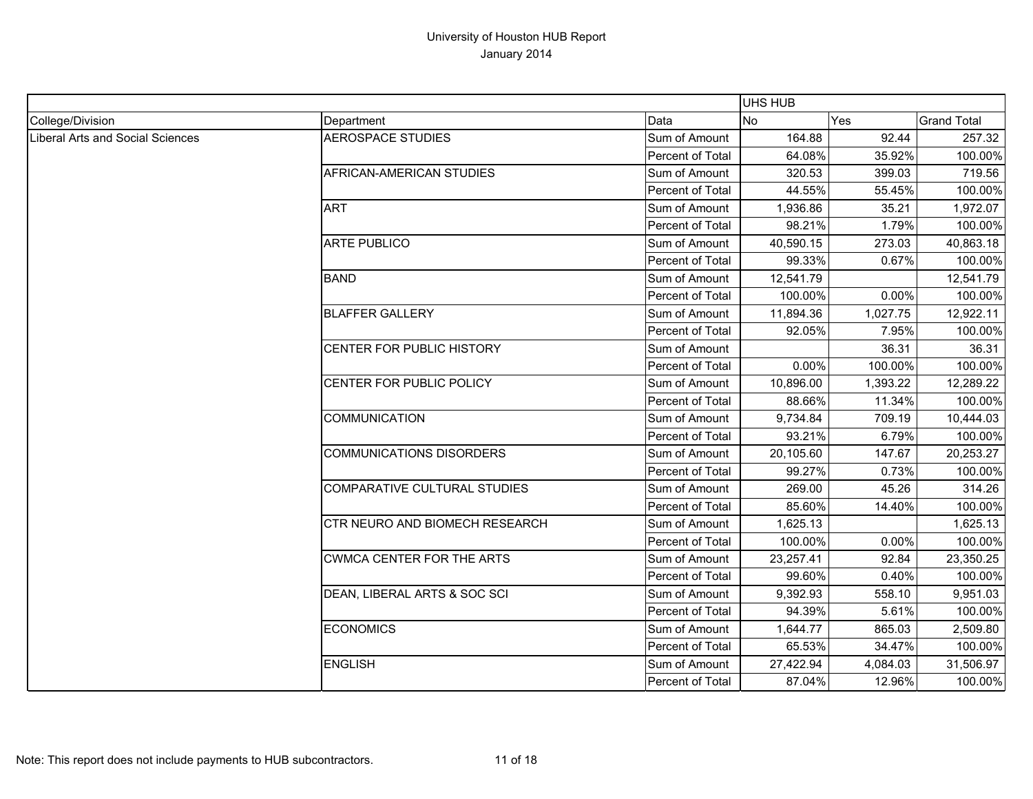# University of Houston HUB Report
January 2014

| | | | UHS HUB | | |
|---|---|---|---|---|---|
| College/Division | Department | Data | No | Yes | Grand Total |
| Liberal Arts and Social Sciences | AEROSPACE STUDIES | Sum of Amount | 164.88 | 92.44 | 257.32 |
| | | Percent of Total | 64.08% | 35.92% | 100.00% |
| | AFRICAN-AMERICAN STUDIES | Sum of Amount | 320.53 | 399.03 | 719.56 |
| | | Percent of Total | 44.55% | 55.45% | 100.00% |
| | ART | Sum of Amount | 1,936.86 | 35.21 | 1,972.07 |
| | | Percent of Total | 98.21% | 1.79% | 100.00% |
| | ARTE PUBLICO | Sum of Amount | 40,590.15 | 273.03 | 40,863.18 |
| | | Percent of Total | 99.33% | 0.67% | 100.00% |
| | BAND | Sum of Amount | 12,541.79 | | 12,541.79 |
| | | Percent of Total | 100.00% | 0.00% | 100.00% |
| | BLAFFER GALLERY | Sum of Amount | 11,894.36 | 1,027.75 | 12,922.11 |
| | | Percent of Total | 92.05% | 7.95% | 100.00% |
| | CENTER FOR PUBLIC HISTORY | Sum of Amount | | 36.31 | 36.31 |
| | | Percent of Total | 0.00% | 100.00% | 100.00% |
| | CENTER FOR PUBLIC POLICY | Sum of Amount | 10,896.00 | 1,393.22 | 12,289.22 |
| | | Percent of Total | 88.66% | 11.34% | 100.00% |
| | COMMUNICATION | Sum of Amount | 9,734.84 | 709.19 | 10,444.03 |
| | | Percent of Total | 93.21% | 6.79% | 100.00% |
| | COMMUNICATIONS DISORDERS | Sum of Amount | 20,105.60 | 147.67 | 20,253.27 |
| | | Percent of Total | 99.27% | 0.73% | 100.00% |
| | COMPARATIVE CULTURAL STUDIES | Sum of Amount | 269.00 | 45.26 | 314.26 |
| | | Percent of Total | 85.60% | 14.40% | 100.00% |
| | CTR NEURO AND BIOMECH RESEARCH | Sum of Amount | 1,625.13 | | 1,625.13 |
| | | Percent of Total | 100.00% | 0.00% | 100.00% |
| | CWMCA CENTER FOR THE ARTS | Sum of Amount | 23,257.41 | 92.84 | 23,350.25 |
| | | Percent of Total | 99.60% | 0.40% | 100.00% |
| | DEAN, LIBERAL ARTS & SOC SCI | Sum of Amount | 9,392.93 | 558.10 | 9,951.03 |
| | | Percent of Total | 94.39% | 5.61% | 100.00% |
| | ECONOMICS | Sum of Amount | 1,644.77 | 865.03 | 2,509.80 |
| | | Percent of Total | 65.53% | 34.47% | 100.00% |
| | ENGLISH | Sum of Amount | 27,422.94 | 4,084.03 | 31,506.97 |
| | | Percent of Total | 87.04% | 12.96% | 100.00% |

Note: This report does not include payments to HUB subcontractors.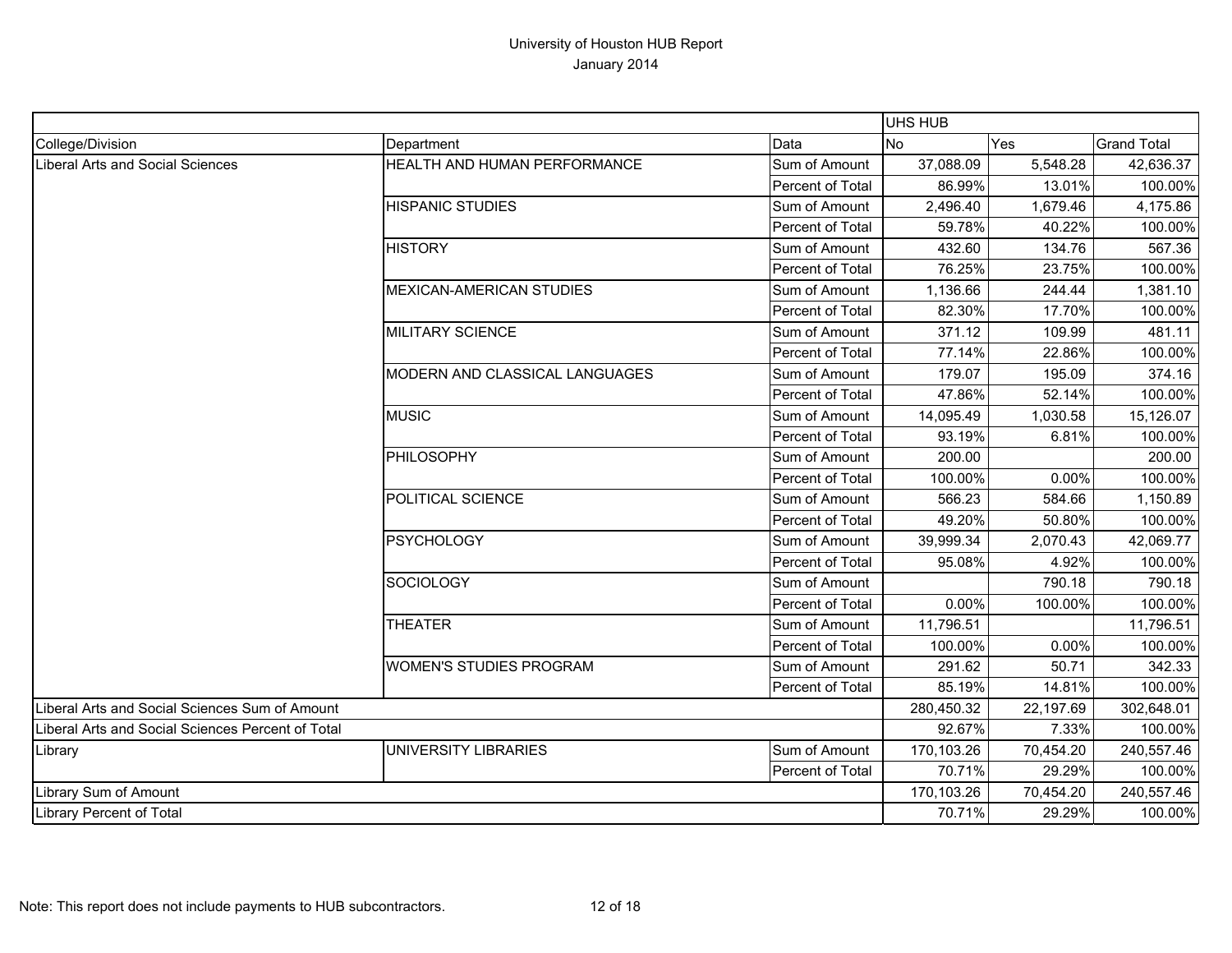University of Houston HUB Report
January 2014

| | | | UHS HUB | | |
|---|---|---|---|---|---|
| College/Division | Department | Data | No | Yes | Grand Total |
| Liberal Arts and Social Sciences | HEALTH AND HUMAN PERFORMANCE | Sum of Amount | 37,088.09 | 5,548.28 | 42,636.37 |
| | | Percent of Total | 86.99% | 13.01% | 100.00% |
| | HISPANIC STUDIES | Sum of Amount | 2,496.40 | 1,679.46 | 4,175.86 |
| | | Percent of Total | 59.78% | 40.22% | 100.00% |
| | HISTORY | Sum of Amount | 432.60 | 134.76 | 567.36 |
| | | Percent of Total | 76.25% | 23.75% | 100.00% |
| | MEXICAN-AMERICAN STUDIES | Sum of Amount | 1,136.66 | 244.44 | 1,381.10 |
| | | Percent of Total | 82.30% | 17.70% | 100.00% |
| | MILITARY SCIENCE | Sum of Amount | 371.12 | 109.99 | 481.11 |
| | | Percent of Total | 77.14% | 22.86% | 100.00% |
| | MODERN AND CLASSICAL LANGUAGES | Sum of Amount | 179.07 | 195.09 | 374.16 |
| | | Percent of Total | 47.86% | 52.14% | 100.00% |
| | MUSIC | Sum of Amount | 14,095.49 | 1,030.58 | 15,126.07 |
| | | Percent of Total | 93.19% | 6.81% | 100.00% |
| | PHILOSOPHY | Sum of Amount | 200.00 | | 200.00 |
| | | Percent of Total | 100.00% | 0.00% | 100.00% |
| | POLITICAL SCIENCE | Sum of Amount | 566.23 | 584.66 | 1,150.89 |
| | | Percent of Total | 49.20% | 50.80% | 100.00% |
| | PSYCHOLOGY | Sum of Amount | 39,999.34 | 2,070.43 | 42,069.77 |
| | | Percent of Total | 95.08% | 4.92% | 100.00% |
| | SOCIOLOGY | Sum of Amount | | 790.18 | 790.18 |
| | | Percent of Total | 0.00% | 100.00% | 100.00% |
| | THEATER | Sum of Amount | 11,796.51 | | 11,796.51 |
| | | Percent of Total | 100.00% | 0.00% | 100.00% |
| | WOMEN'S STUDIES PROGRAM | Sum of Amount | 291.62 | 50.71 | 342.33 |
| | | Percent of Total | 85.19% | 14.81% | 100.00% |
| Liberal Arts and Social Sciences Sum of Amount | | | 280,450.32 | 22,197.69 | 302,648.01 |
| Liberal Arts and Social Sciences Percent of Total | | | 92.67% | 7.33% | 100.00% |
| Library | UNIVERSITY LIBRARIES | Sum of Amount | 170,103.26 | 70,454.20 | 240,557.46 |
| | | Percent of Total | 70.71% | 29.29% | 100.00% |
| Library Sum of Amount | | | 170,103.26 | 70,454.20 | 240,557.46 |
| Library Percent of Total | | | 70.71% | 29.29% | 100.00% |

Note: This report does not include payments to HUB subcontractors.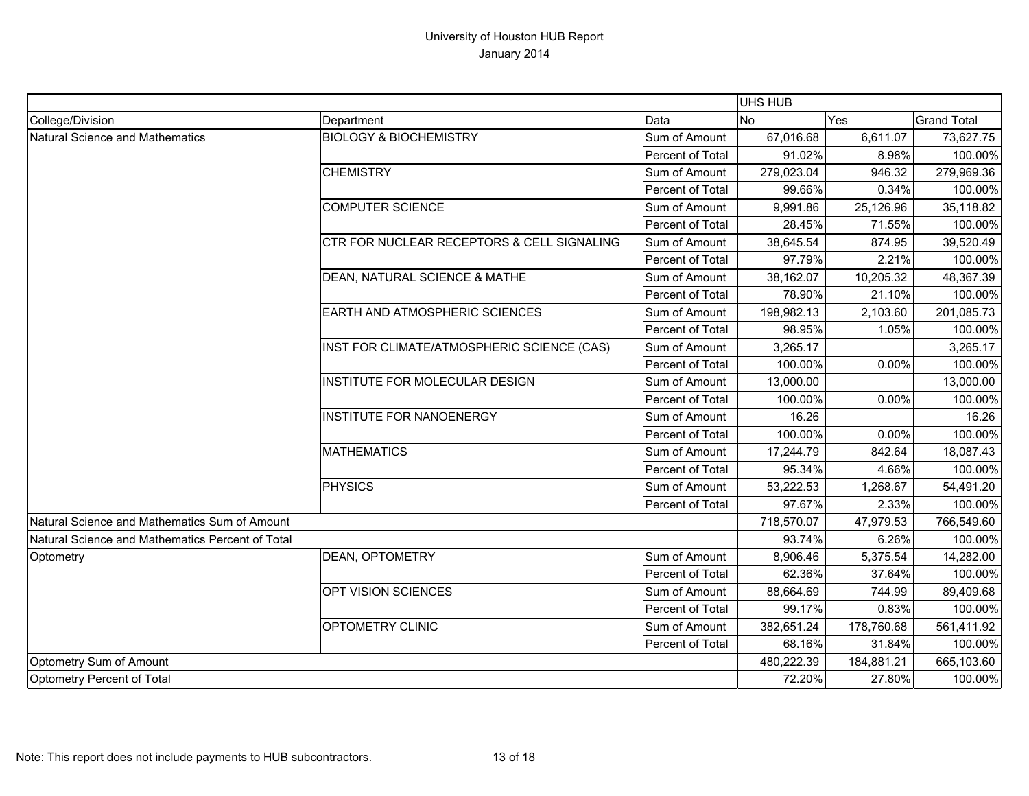# University of Houston HUB Report

January 2014

| | | | UHS HUB | | |
|---|---|---|---|---|---|
| College/Division | Department | Data | No | Yes | Grand Total |
| Natural Science and Mathematics | BIOLOGY & BIOCHEMISTRY | Sum of Amount | 67,016.68 | 6,611.07 | 73,627.75 |
| | | Percent of Total | 91.02% | 8.98% | 100.00% |
| | CHEMISTRY | Sum of Amount | 279,023.04 | 946.32 | 279,969.36 |
| | | Percent of Total | 99.66% | 0.34% | 100.00% |
| | COMPUTER SCIENCE | Sum of Amount | 9,991.86 | 25,126.96 | 35,118.82 |
| | | Percent of Total | 28.45% | 71.55% | 100.00% |
| | CTR FOR NUCLEAR RECEPTORS & CELL SIGNALING | Sum of Amount | 38,645.54 | 874.95 | 39,520.49 |
| | | Percent of Total | 97.79% | 2.21% | 100.00% |
| | DEAN, NATURAL SCIENCE & MATHE | Sum of Amount | 38,162.07 | 10,205.32 | 48,367.39 |
| | | Percent of Total | 78.90% | 21.10% | 100.00% |
| | EARTH AND ATMOSPHERIC SCIENCES | Sum of Amount | 198,982.13 | 2,103.60 | 201,085.73 |
| | | Percent of Total | 98.95% | 1.05% | 100.00% |
| | INST FOR CLIMATE/ATMOSPHERIC SCIENCE (CAS) | Sum of Amount | 3,265.17 | | 3,265.17 |
| | | Percent of Total | 100.00% | 0.00% | 100.00% |
| | INSTITUTE FOR MOLECULAR DESIGN | Sum of Amount | 13,000.00 | | 13,000.00 |
| | | Percent of Total | 100.00% | 0.00% | 100.00% |
| | INSTITUTE FOR NANOENERGY | Sum of Amount | 16.26 | | 16.26 |
| | | Percent of Total | 100.00% | 0.00% | 100.00% |
| | MATHEMATICS | Sum of Amount | 17,244.79 | 842.64 | 18,087.43 |
| | | Percent of Total | 95.34% | 4.66% | 100.00% |
| | PHYSICS | Sum of Amount | 53,222.53 | 1,268.67 | 54,491.20 |
| | | Percent of Total | 97.67% | 2.33% | 100.00% |
| Natural Science and Mathematics Sum of Amount | | | 718,570.07 | 47,979.53 | 766,549.60 |
| Natural Science and Mathematics Percent of Total | | | 93.74% | 6.26% | 100.00% |
| Optometry | DEAN, OPTOMETRY | Sum of Amount | 8,906.46 | 5,375.54 | 14,282.00 |
| | | Percent of Total | 62.36% | 37.64% | 100.00% |
| | OPT VISION SCIENCES | Sum of Amount | 88,664.69 | 744.99 | 89,409.68 |
| | | Percent of Total | 99.17% | 0.83% | 100.00% |
| | OPTOMETRY CLINIC | Sum of Amount | 382,651.24 | 178,760.68 | 561,411.92 |
| | | Percent of Total | 68.16% | 31.84% | 100.00% |
| Optometry Sum of Amount | | | 480,222.39 | 184,881.21 | 665,103.60 |
| Optometry Percent of Total | | | 72.20% | 27.80% | 100.00% |

Note: This report does not include payments to HUB subcontractors.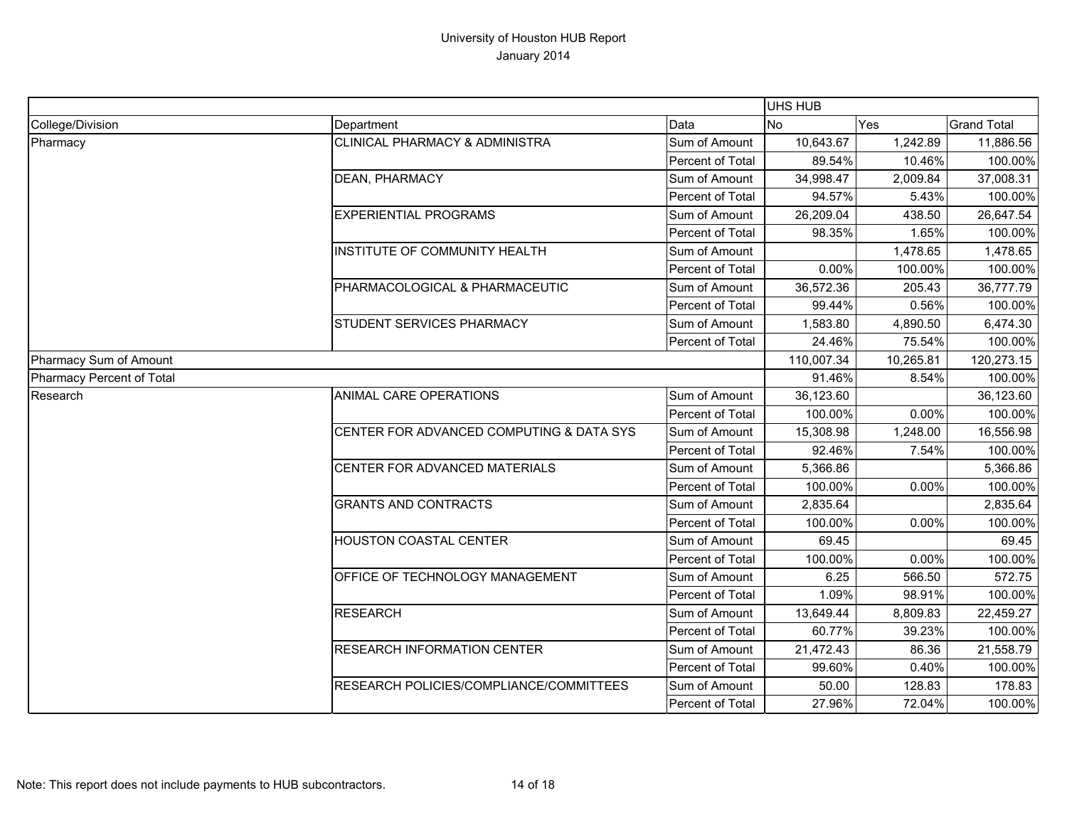# University of Houston HUB Report
January 2014

| | | | UHS HUB | | |
|---|---|---|---|---|---|
| College/Division | Department | Data | No | Yes | Grand Total |
| Pharmacy | CLINICAL PHARMACY & ADMINISTRA | Sum of Amount | 10,643.67 | 1,242.89 | 11,886.56 |
| | | Percent of Total | 89.54% | 10.46% | 100.00% |
| | DEAN, PHARMACY | Sum of Amount | 34,998.47 | 2,009.84 | 37,008.31 |
| | | Percent of Total | 94.57% | 5.43% | 100.00% |
| | EXPERIENTIAL PROGRAMS | Sum of Amount | 26,209.04 | 438.50 | 26,647.54 |
| | | Percent of Total | 98.35% | 1.65% | 100.00% |
| | INSTITUTE OF COMMUNITY HEALTH | Sum of Amount | | 1,478.65 | 1,478.65 |
| | | Percent of Total | 0.00% | 100.00% | 100.00% |
| | PHARMACOLOGICAL & PHARMACEUTIC | Sum of Amount | 36,572.36 | 205.43 | 36,777.79 |
| | | Percent of Total | 99.44% | 0.56% | 100.00% |
| | STUDENT SERVICES PHARMACY | Sum of Amount | 1,583.80 | 4,890.50 | 6,474.30 |
| | | Percent of Total | 24.46% | 75.54% | 100.00% |
| Pharmacy Sum of Amount | | | 110,007.34 | 10,265.81 | 120,273.15 |
| Pharmacy Percent of Total | | | 91.46% | 8.54% | 100.00% |
| Research | ANIMAL CARE OPERATIONS | Sum of Amount | 36,123.60 | | 36,123.60 |
| | | Percent of Total | 100.00% | 0.00% | 100.00% |
| | CENTER FOR ADVANCED COMPUTING & DATA SYS | Sum of Amount | 15,308.98 | 1,248.00 | 16,556.98 |
| | | Percent of Total | 92.46% | 7.54% | 100.00% |
| | CENTER FOR ADVANCED MATERIALS | Sum of Amount | 5,366.86 | | 5,366.86 |
| | | Percent of Total | 100.00% | 0.00% | 100.00% |
| | GRANTS AND CONTRACTS | Sum of Amount | 2,835.64 | | 2,835.64 |
| | | Percent of Total | 100.00% | 0.00% | 100.00% |
| | HOUSTON COASTAL CENTER | Sum of Amount | 69.45 | | 69.45 |
| | | Percent of Total | 100.00% | 0.00% | 100.00% |
| | OFFICE OF TECHNOLOGY MANAGEMENT | Sum of Amount | 6.25 | 566.50 | 572.75 |
| | | Percent of Total | 1.09% | 98.91% | 100.00% |
| | RESEARCH | Sum of Amount | 13,649.44 | 8,809.83 | 22,459.27 |
| | | Percent of Total | 60.77% | 39.23% | 100.00% |
| | RESEARCH INFORMATION CENTER | Sum of Amount | 21,472.43 | 86.36 | 21,558.79 |
| | | Percent of Total | 99.60% | 0.40% | 100.00% |
| | RESEARCH POLICIES/COMPLIANCE/COMMITTEES | Sum of Amount | 50.00 | 128.83 | 178.83 |
| | | Percent of Total | 27.96% | 72.04% | 100.00% |

Note: This report does not include payments to HUB subcontractors.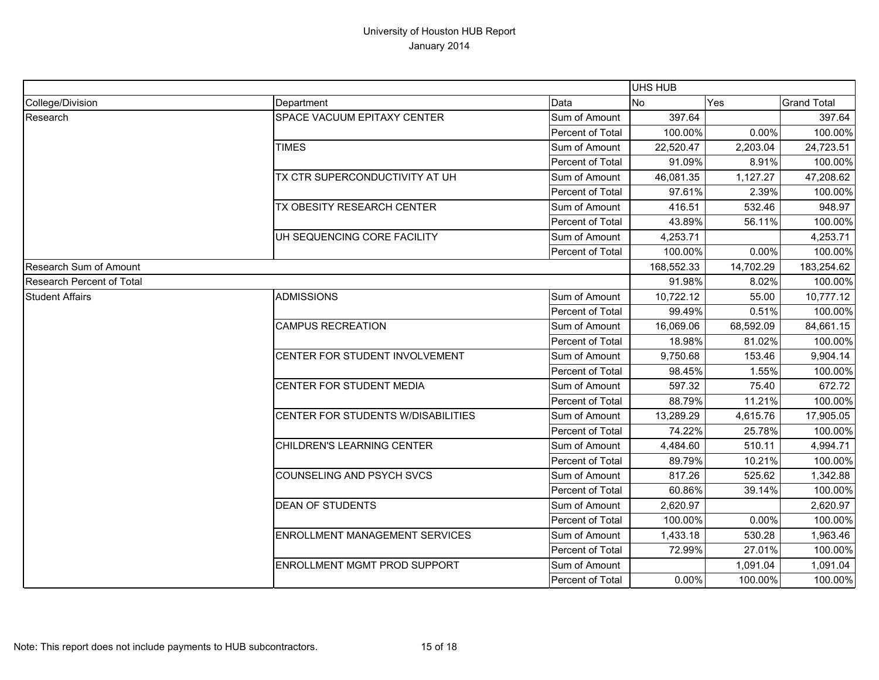# University of Houston HUB Report

January 2014

| | | | UHS HUB | | |
|---|---|---|---|---|---|
| College/Division | Department | Data | No | Yes | Grand Total |
| Research | SPACE VACUUM EPITAXY CENTER | Sum of Amount | 397.64 | | 397.64 |
| | | Percent of Total | 100.00% | 0.00% | 100.00% |
| | TIMES | Sum of Amount | 22,520.47 | 2,203.04 | 24,723.51 |
| | | Percent of Total | 91.09% | 8.91% | 100.00% |
| | TX CTR SUPERCONDUCTIVITY AT UH | Sum of Amount | 46,081.35 | 1,127.27 | 47,208.62 |
| | | Percent of Total | 97.61% | 2.39% | 100.00% |
| | TX OBESITY RESEARCH CENTER | Sum of Amount | 416.51 | 532.46 | 948.97 |
| | | Percent of Total | 43.89% | 56.11% | 100.00% |
| | UH SEQUENCING CORE FACILITY | Sum of Amount | 4,253.71 | | 4,253.71 |
| | | Percent of Total | 100.00% | 0.00% | 100.00% |
| Research Sum of Amount | | | 168,552.33 | 14,702.29 | 183,254.62 |
| Research Percent of Total | | | 91.98% | 8.02% | 100.00% |
| Student Affairs | ADMISSIONS | Sum of Amount | 10,722.12 | 55.00 | 10,777.12 |
| | | Percent of Total | 99.49% | 0.51% | 100.00% |
| | CAMPUS RECREATION | Sum of Amount | 16,069.06 | 68,592.09 | 84,661.15 |
| | | Percent of Total | 18.98% | 81.02% | 100.00% |
| | CENTER FOR STUDENT INVOLVEMENT | Sum of Amount | 9,750.68 | 153.46 | 9,904.14 |
| | | Percent of Total | 98.45% | 1.55% | 100.00% |
| | CENTER FOR STUDENT MEDIA | Sum of Amount | 597.32 | 75.40 | 672.72 |
| | | Percent of Total | 88.79% | 11.21% | 100.00% |
| | CENTER FOR STUDENTS W/DISABILITIES | Sum of Amount | 13,289.29 | 4,615.76 | 17,905.05 |
| | | Percent of Total | 74.22% | 25.78% | 100.00% |
| | CHILDREN'S LEARNING CENTER | Sum of Amount | 4,484.60 | 510.11 | 4,994.71 |
| | | Percent of Total | 89.79% | 10.21% | 100.00% |
| | COUNSELING AND PSYCH SVCS | Sum of Amount | 817.26 | 525.62 | 1,342.88 |
| | | Percent of Total | 60.86% | 39.14% | 100.00% |
| | DEAN OF STUDENTS | Sum of Amount | 2,620.97 | | 2,620.97 |
| | | Percent of Total | 100.00% | 0.00% | 100.00% |
| | ENROLLMENT MANAGEMENT SERVICES | Sum of Amount | 1,433.18 | 530.28 | 1,963.46 |
| | | Percent of Total | 72.99% | 27.01% | 100.00% |
| | ENROLLMENT MGMT PROD SUPPORT | Sum of Amount | | 1,091.04 | 1,091.04 |
| | | Percent of Total | 0.00% | 100.00% | 100.00% |

Note: This report does not include payments to HUB subcontractors.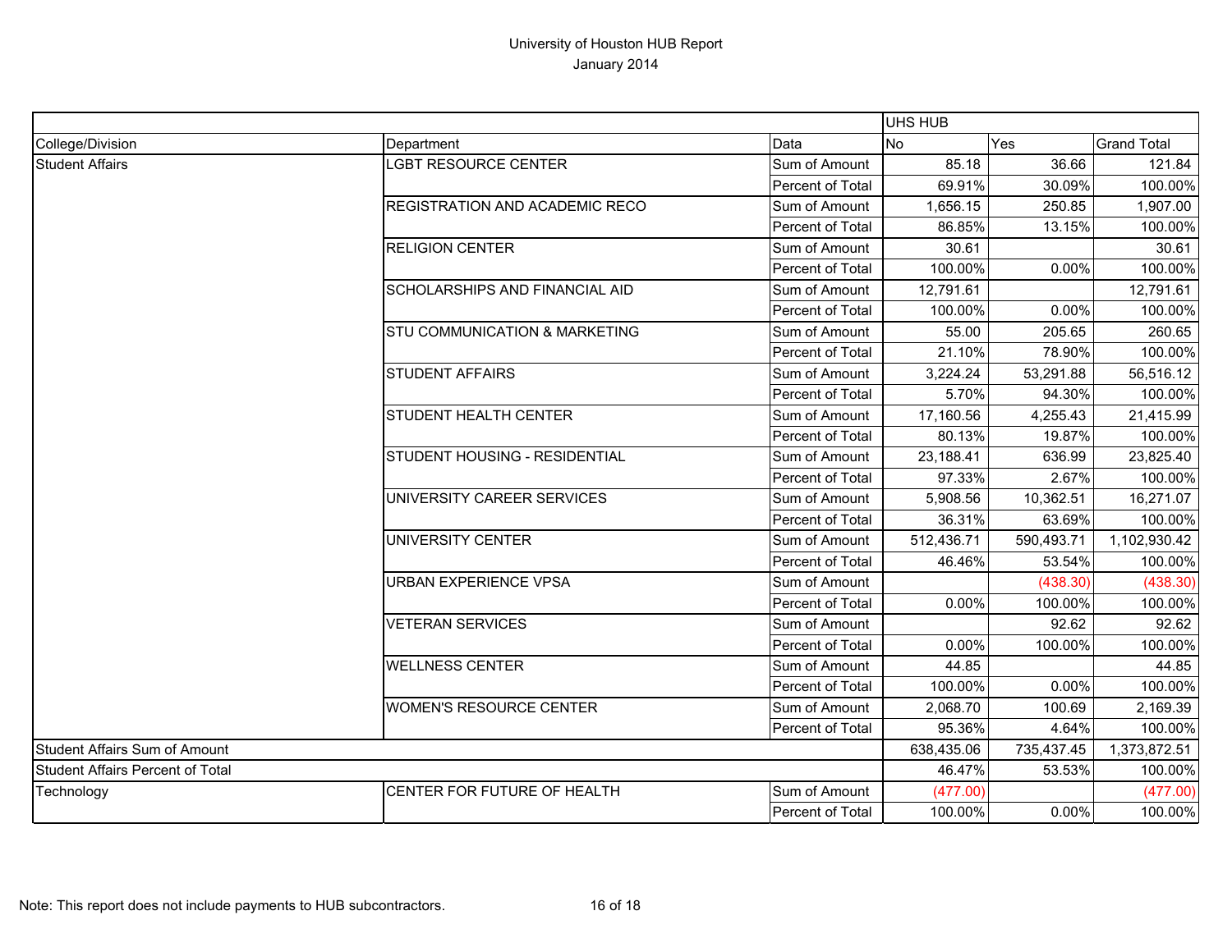# University of Houston HUB Report

January 2014

| | | | UHS HUB | | |
|---|---|---|---|---|---|
| College/Division | Department | Data | No | Yes | Grand Total |
| Student Affairs | LGBT RESOURCE CENTER | Sum of Amount | 85.18 | 36.66 | 121.84 |
| | | Percent of Total | 69.91% | 30.09% | 100.00% |
| | REGISTRATION AND ACADEMIC RECO | Sum of Amount | 1,656.15 | 250.85 | 1,907.00 |
| | | Percent of Total | 86.85% | 13.15% | 100.00% |
| | RELIGION CENTER | Sum of Amount | 30.61 | | 30.61 |
| | | Percent of Total | 100.00% | 0.00% | 100.00% |
| | SCHOLARSHIPS AND FINANCIAL AID | Sum of Amount | 12,791.61 | | 12,791.61 |
| | | Percent of Total | 100.00% | 0.00% | 100.00% |
| | STU COMMUNICATION & MARKETING | Sum of Amount | 55.00 | 205.65 | 260.65 |
| | | Percent of Total | 21.10% | 78.90% | 100.00% |
| | STUDENT AFFAIRS | Sum of Amount | 3,224.24 | 53,291.88 | 56,516.12 |
| | | Percent of Total | 5.70% | 94.30% | 100.00% |
| | STUDENT HEALTH CENTER | Sum of Amount | 17,160.56 | 4,255.43 | 21,415.99 |
| | | Percent of Total | 80.13% | 19.87% | 100.00% |
| | STUDENT HOUSING - RESIDENTIAL | Sum of Amount | 23,188.41 | 636.99 | 23,825.40 |
| | | Percent of Total | 97.33% | 2.67% | 100.00% |
| | UNIVERSITY CAREER SERVICES | Sum of Amount | 5,908.56 | 10,362.51 | 16,271.07 |
| | | Percent of Total | 36.31% | 63.69% | 100.00% |
| | UNIVERSITY CENTER | Sum of Amount | 512,436.71 | 590,493.71 | 1,102,930.42 |
| | | Percent of Total | 46.46% | 53.54% | 100.00% |
| | URBAN EXPERIENCE VPSA | Sum of Amount | | (438.30) | (438.30) |
| | | Percent of Total | 0.00% | 100.00% | 100.00% |
| | VETERAN SERVICES | Sum of Amount | | 92.62 | 92.62 |
| | | Percent of Total | 0.00% | 100.00% | 100.00% |
| | WELLNESS CENTER | Sum of Amount | 44.85 | | 44.85 |
| | | Percent of Total | 100.00% | 0.00% | 100.00% |
| | WOMEN'S RESOURCE CENTER | Sum of Amount | 2,068.70 | 100.69 | 2,169.39 |
| | | Percent of Total | 95.36% | 4.64% | 100.00% |
| Student Affairs Sum of Amount | | | 638,435.06 | 735,437.45 | 1,373,872.51 |
| Student Affairs Percent of Total | | | 46.47% | 53.53% | 100.00% |
| Technology | CENTER FOR FUTURE OF HEALTH | Sum of Amount | (477.00) | | (477.00) |
| | | Percent of Total | 100.00% | 0.00% | 100.00% |

Note: This report does not include payments to HUB subcontractors.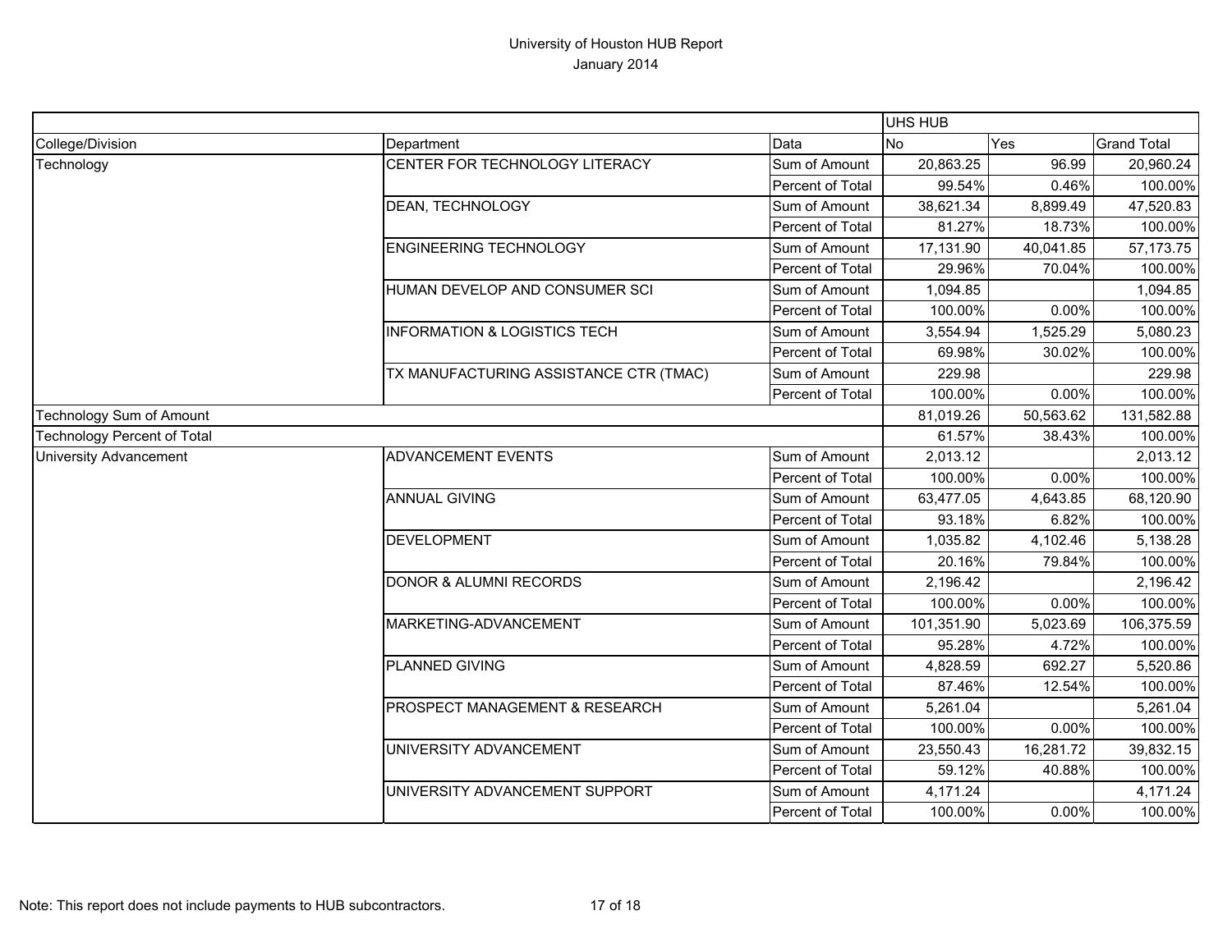# University of Houston HUB Report
## January 2014

| | | | UHS HUB | | |
|---|---|---|---|---|---|
| College/Division | Department | Data | No | Yes | Grand Total |
| Technology | CENTER FOR TECHNOLOGY LITERACY | Sum of Amount | 20,863.25 | 96.99 | 20,960.24 |
| | | Percent of Total | 99.54% | 0.46% | 100.00% |
| | DEAN, TECHNOLOGY | Sum of Amount | 38,621.34 | 8,899.49 | 47,520.83 |
| | | Percent of Total | 81.27% | 18.73% | 100.00% |
| | ENGINEERING TECHNOLOGY | Sum of Amount | 17,131.90 | 40,041.85 | 57,173.75 |
| | | Percent of Total | 29.96% | 70.04% | 100.00% |
| | HUMAN DEVELOP AND CONSUMER SCI | Sum of Amount | 1,094.85 | | 1,094.85 |
| | | Percent of Total | 100.00% | 0.00% | 100.00% |
| | INFORMATION & LOGISTICS TECH | Sum of Amount | 3,554.94 | 1,525.29 | 5,080.23 |
| | | Percent of Total | 69.98% | 30.02% | 100.00% |
| | TX MANUFACTURING ASSISTANCE CTR (TMAC) | Sum of Amount | 229.98 | | 229.98 |
| | | Percent of Total | 100.00% | 0.00% | 100.00% |
| Technology Sum of Amount | | | 81,019.26 | 50,563.62 | 131,582.88 |
| Technology Percent of Total | | | 61.57% | 38.43% | 100.00% |
| University Advancement | ADVANCEMENT EVENTS | Sum of Amount | 2,013.12 | | 2,013.12 |
| | | Percent of Total | 100.00% | 0.00% | 100.00% |
| | ANNUAL GIVING | Sum of Amount | 63,477.05 | 4,643.85 | 68,120.90 |
| | | Percent of Total | 93.18% | 6.82% | 100.00% |
| | DEVELOPMENT | Sum of Amount | 1,035.82 | 4,102.46 | 5,138.28 |
| | | Percent of Total | 20.16% | 79.84% | 100.00% |
| | DONOR & ALUMNI RECORDS | Sum of Amount | 2,196.42 | | 2,196.42 |
| | | Percent of Total | 100.00% | 0.00% | 100.00% |
| | MARKETING-ADVANCEMENT | Sum of Amount | 101,351.90 | 5,023.69 | 106,375.59 |
| | | Percent of Total | 95.28% | 4.72% | 100.00% |
| | PLANNED GIVING | Sum of Amount | 4,828.59 | 692.27 | 5,520.86 |
| | | Percent of Total | 87.46% | 12.54% | 100.00% |
| | PROSPECT MANAGEMENT & RESEARCH | Sum of Amount | 5,261.04 | | 5,261.04 |
| | | Percent of Total | 100.00% | 0.00% | 100.00% |
| | UNIVERSITY ADVANCEMENT | Sum of Amount | 23,550.43 | 16,281.72 | 39,832.15 |
| | | Percent of Total | 59.12% | 40.88% | 100.00% |
| | UNIVERSITY ADVANCEMENT SUPPORT | Sum of Amount | 4,171.24 | | 4,171.24 |
| | | Percent of Total | 100.00% | 0.00% | 100.00% |

Note: This report does not include payments to HUB subcontractors.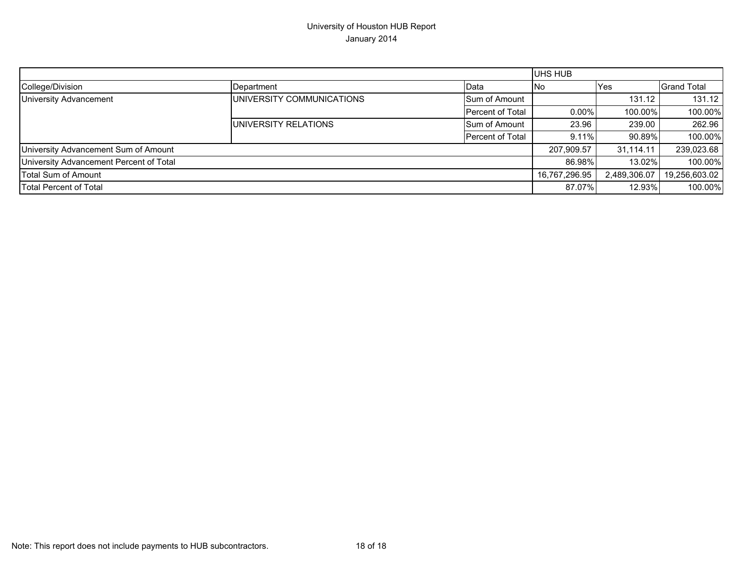University of Houston HUB Report
January 2014

| | | | UHS HUB | | |
|---|---|---|---|---|---|
| College/Division | Department | Data | No | Yes | Grand Total |
| University Advancement | UNIVERSITY COMMUNICATIONS | Sum of Amount | | 131.12 | 131.12 |
| | | Percent of Total | 0.00% | 100.00% | 100.00% |
| | UNIVERSITY RELATIONS | Sum of Amount | 23.96 | 239.00 | 262.96 |
| | | Percent of Total | 9.11% | 90.89% | 100.00% |
| University Advancement Sum of Amount | | | 207,909.57 | 31,114.11 | 239,023.68 |
| University Advancement Percent of Total | | | 86.98% | 13.02% | 100.00% |
| Total Sum of Amount | | | 16,767,296.95 | 2,489,306.07 | 19,256,603.02 |
| Total Percent of Total | | | 87.07% | 12.93% | 100.00% |

Note: This report does not include payments to HUB subcontractors.